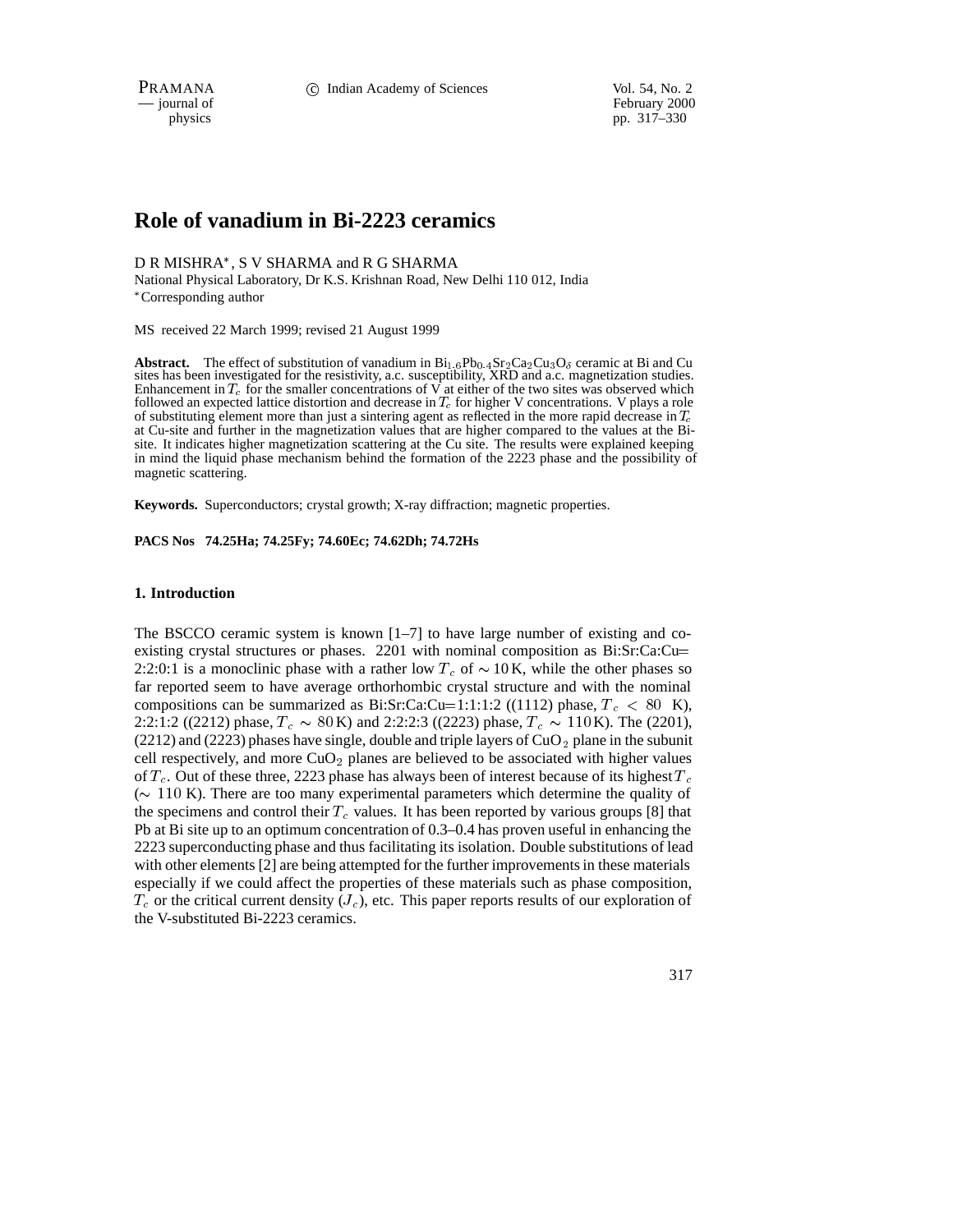# Role of vanadium in Bi-2223 ceramics

D R MISHRA*, S V SHARMA and R G SHARMA

National Physical Laboratory, Dr K.S. Krishnan Road, New Delhi 110 012, India

*Corresponding author

MS received 22 March 1999; revised 21 August 1999

**Abstract.** The effect of substitution of vanadium in $Bi_{1.6}Pb_{0.4}Sr_2Ca_2Cu_3O_\delta$ ceramic at Bi and Cu sites has been investigated for the resistivity, a.c. susceptibility, XRD and a.c. magnetization studies. Enhancement in $T_c$ for the smaller concentrations of V at either of the two sites was observed which followed an expected lattice distortion and decrease in $T_c$ for higher V concentrations. V plays a role of substituting element more than just a sintering agent as reflected in the more rapid decrease in $T_c$ at Cu-site and further in the magnetization values that are higher compared to the values at the Bi-site. It indicates higher magnetization scattering at the Cu site. The results were explained keeping in mind the liquid phase mechanism behind the formation of the 2223 phase and the possibility of magnetic scattering.

**Keywords.** Superconductors; crystal growth; X-ray diffraction; magnetic properties.

**PACS Nos 74.25Ha; 74.25Fy; 74.60Ec; 74.62Dh; 74.72Hs**

## 1. Introduction

The BSCCO ceramic system is known [1–7] to have large number of existing and co-existing crystal structures or phases. 2201 with nominal composition as Bi:Sr:Ca:Cu= 2:2:0:1 is a monoclinic phase with a rather low $T_c$ of $\sim 10$ K, while the other phases so far reported seem to have average orthorhombic crystal structure and with the nominal compositions can be summarized as Bi:Sr:Ca:Cu=1:1:1:2 ((1112) phase, $T_c < 80$ K), 2:2:1:2 ((2212) phase, $T_c \sim 80$ K) and 2:2:2:3 ((2223) phase, $T_c \sim 110$ K). The (2201), (2212) and (2223) phases have single, double and triple layers of $CuO_2$ plane in the subunit cell respectively, and more $CuO_2$ planes are believed to be associated with higher values of $T_c$. Out of these three, 2223 phase has always been of interest because of its highest $T_c$ ($\sim 110$ K). There are too many experimental parameters which determine the quality of the specimens and control their $T_c$ values. It has been reported by various groups [8] that Pb at Bi site up to an optimum concentration of 0.3–0.4 has proven useful in enhancing the 2223 superconducting phase and thus facilitating its isolation. Double substitutions of lead with other elements [2] are being attempted for the further improvements in these materials especially if we could affect the properties of these materials such as phase composition, $T_c$ or the critical current density ($J_c$), etc. This paper reports results of our exploration of the V-substituted Bi-2223 ceramics.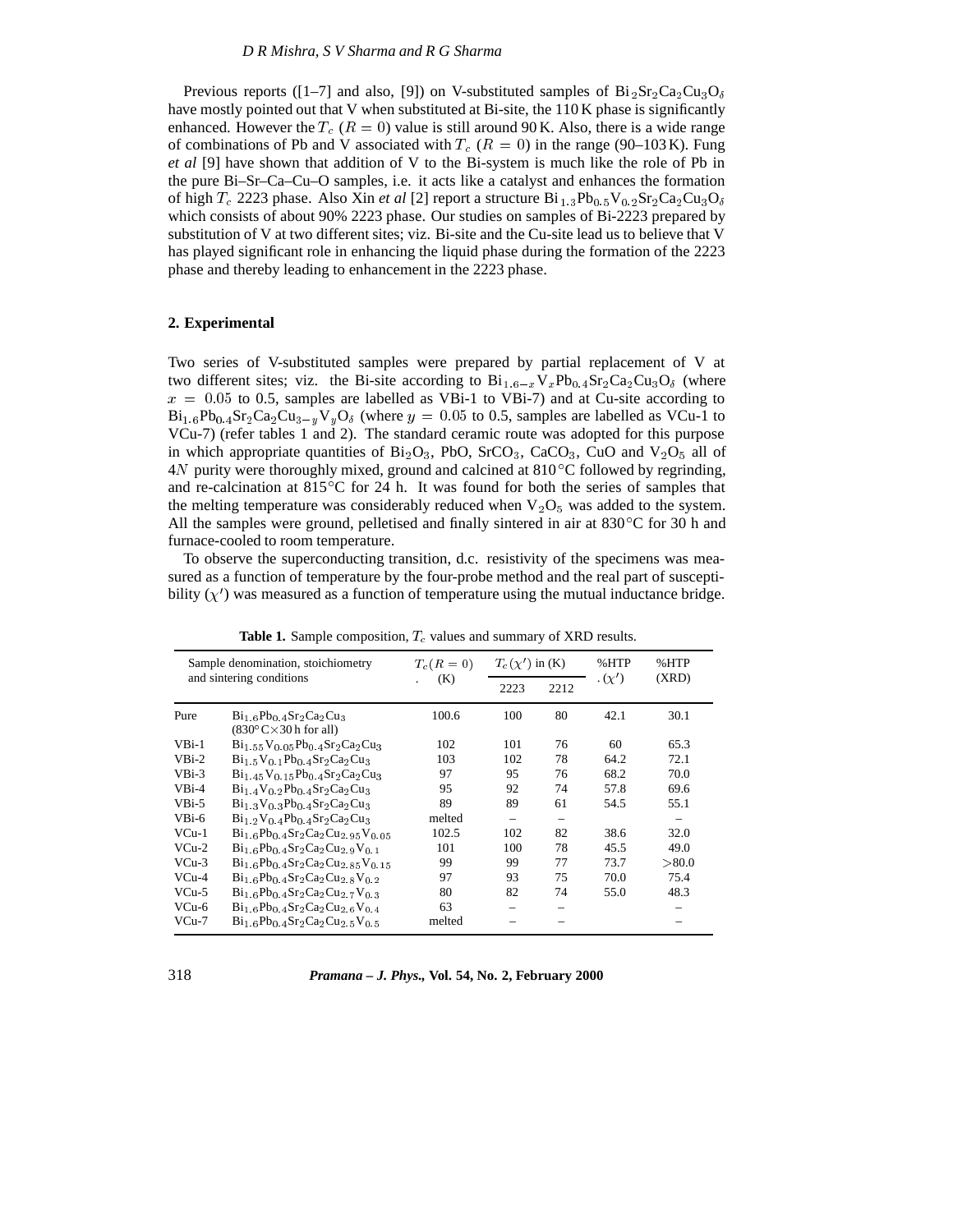Previous reports ([1–7] and also, [9]) on V-substituted samples of $Bi_2Sr_2Ca_2Cu_3O_\delta$ have mostly pointed out that V when substituted at Bi-site, the 110 K phase is significantly enhanced. However the $T_c$ $(R = 0)$ value is still around 90 K. Also, there is a wide range of combinations of Pb and V associated with $T_c$ $(R = 0)$ in the range (90–103 K). Fung *et al* [9] have shown that addition of V to the Bi-system is much like the role of Pb in the pure Bi–Sr–Ca–Cu–O samples, i.e. it acts like a catalyst and enhances the formation of high $T_c$ 2223 phase. Also Xin *et al* [2] report a structure $Bi_{1.3}Pb_{0.5}V_{0.2}Sr_2Ca_2Cu_3O_\delta$ which consists of about 90% 2223 phase. Our studies on samples of Bi-2223 prepared by substitution of V at two different sites; viz. Bi-site and the Cu-site lead us to believe that V has played significant role in enhancing the liquid phase during the formation of the 2223 phase and thereby leading to enhancement in the 2223 phase.

## 2. Experimental

Two series of V-substituted samples were prepared by partial replacement of V at two different sites; viz. the Bi-site according to $Bi_{1.6-x}V_xPb_{0.4}Sr_2Ca_2Cu_3O_\delta$ (where $x = 0.05$ to 0.5, samples are labelled as VBi-1 to VBi-7) and at Cu-site according to $Bi_{1.6}Pb_{0.4}Sr_2Ca_2Cu_{3-y}V_yO_\delta$ (where $y = 0.05$ to 0.5, samples are labelled as VCu-1 to VCu-7) (refer tables 1 and 2). The standard ceramic route was adopted for this purpose in which appropriate quantities of $Bi_2O_3$, PbO, $SrCO_3$, $CaCO_3$, CuO and $V_2O_5$ all of $4N$ purity were thoroughly mixed, ground and calcined at 810°C followed by regrinding, and re-calcination at 815°C for 24 h. It was found for both the series of samples that the melting temperature was considerably reduced when $V_2O_5$ was added to the system. All the samples were ground, pelletised and finally sintered in air at 830°C for 30 h and furnace-cooled to room temperature.

To observe the superconducting transition, d.c. resistivity of the specimens was measured as a function of temperature by the four-probe method and the real part of susceptibility ($\chi'$) was measured as a function of temperature using the mutual inductance bridge.

**Table 1.** Sample composition, $T_c$ values and summary of XRD results.

| Sample denomination, stoichiometry and sintering conditions | | $T_c(R=0)$ (K) | $T_c(\chi')$ in (K) | | %HTP $(\chi')$ | %HTP (XRD) |
|---|---|---|---|---|---|---|
| | | | 2223 | 2212 | | |
| Pure | $Bi_{1.6}Pb_{0.4}Sr_2Ca_2Cu_3$ (830°C×30 h for all) | 100.6 | 100 | 80 | 42.1 | 30.1 |
| VBi-1 | $Bi_{1.55}V_{0.05}Pb_{0.4}Sr_2Ca_2Cu_3$ | 102 | 101 | 76 | 60 | 65.3 |
| VBi-2 | $Bi_{1.5}V_{0.1}Pb_{0.4}Sr_2Ca_2Cu_3$ | 103 | 102 | 78 | 64.2 | 72.1 |
| VBi-3 | $Bi_{1.45}V_{0.15}Pb_{0.4}Sr_2Ca_2Cu_3$ | 97 | 95 | 76 | 68.2 | 70.0 |
| VBi-4 | $Bi_{1.4}V_{0.2}Pb_{0.4}Sr_2Ca_2Cu_3$ | 95 | 92 | 74 | 57.8 | 69.6 |
| VBi-5 | $Bi_{1.3}V_{0.3}Pb_{0.4}Sr_2Ca_2Cu_3$ | 89 | 89 | 61 | 54.5 | 55.1 |
| VBi-6 | $Bi_{1.2}V_{0.4}Pb_{0.4}Sr_2Ca_2Cu_3$ | melted | – | – | | – |
| VCu-1 | $Bi_{1.6}Pb_{0.4}Sr_2Ca_2Cu_{2.95}V_{0.05}$ | 102.5 | 102 | 82 | 38.6 | 32.0 |
| VCu-2 | $Bi_{1.6}Pb_{0.4}Sr_2Ca_2Cu_{2.9}V_{0.1}$ | 101 | 100 | 78 | 45.5 | 49.0 |
| VCu-3 | $Bi_{1.6}Pb_{0.4}Sr_2Ca_2Cu_{2.85}V_{0.15}$ | 99 | 99 | 77 | 73.7 | >80.0 |
| VCu-4 | $Bi_{1.6}Pb_{0.4}Sr_2Ca_2Cu_{2.8}V_{0.2}$ | 97 | 93 | 75 | 70.0 | 75.4 |
| VCu-5 | $Bi_{1.6}Pb_{0.4}Sr_2Ca_2Cu_{2.7}V_{0.3}$ | 80 | 82 | 74 | 55.0 | 48.3 |
| VCu-6 | $Bi_{1.6}Pb_{0.4}Sr_2Ca_2Cu_{2.6}V_{0.4}$ | 63 | – | – | | – |
| VCu-7 | $Bi_{1.6}Pb_{0.4}Sr_2Ca_2Cu_{2.5}V_{0.5}$ | melted | – | – | | – |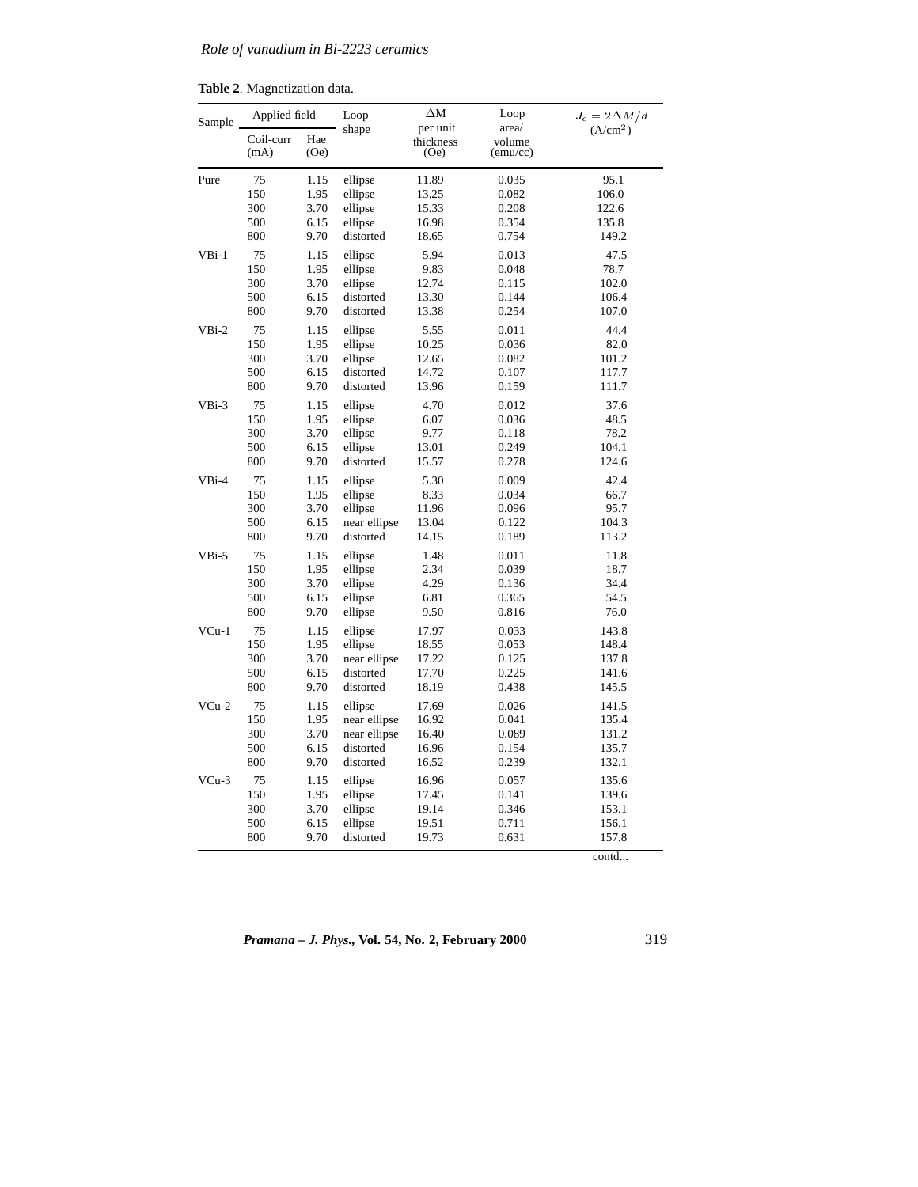**Table 2**. Magnetization data.

| Sample | Applied field | | Loop shape | ΔM per unit thickness (Oe) | Loop area/ volume (emu/cc) | $J_c = 2\Delta M/d$ (A/cm$^2$) |
|---|---|---|---|---|---|---|
| | Coil-curr (mA) | Hae (Oe) | | | | |
| Pure | 75 | 1.15 | ellipse | 11.89 | 0.035 | 95.1 |
| | 150 | 1.95 | ellipse | 13.25 | 0.082 | 106.0 |
| | 300 | 3.70 | ellipse | 15.33 | 0.208 | 122.6 |
| | 500 | 6.15 | ellipse | 16.98 | 0.354 | 135.8 |
| | 800 | 9.70 | distorted | 18.65 | 0.754 | 149.2 |
| VBi-1 | 75 | 1.15 | ellipse | 5.94 | 0.013 | 47.5 |
| | 150 | 1.95 | ellipse | 9.83 | 0.048 | 78.7 |
| | 300 | 3.70 | ellipse | 12.74 | 0.115 | 102.0 |
| | 500 | 6.15 | distorted | 13.30 | 0.144 | 106.4 |
| | 800 | 9.70 | distorted | 13.38 | 0.254 | 107.0 |
| VBi-2 | 75 | 1.15 | ellipse | 5.55 | 0.011 | 44.4 |
| | 150 | 1.95 | ellipse | 10.25 | 0.036 | 82.0 |
| | 300 | 3.70 | ellipse | 12.65 | 0.082 | 101.2 |
| | 500 | 6.15 | distorted | 14.72 | 0.107 | 117.7 |
| | 800 | 9.70 | distorted | 13.96 | 0.159 | 111.7 |
| VBi-3 | 75 | 1.15 | ellipse | 4.70 | 0.012 | 37.6 |
| | 150 | 1.95 | ellipse | 6.07 | 0.036 | 48.5 |
| | 300 | 3.70 | ellipse | 9.77 | 0.118 | 78.2 |
| | 500 | 6.15 | ellipse | 13.01 | 0.249 | 104.1 |
| | 800 | 9.70 | distorted | 15.57 | 0.278 | 124.6 |
| VBi-4 | 75 | 1.15 | ellipse | 5.30 | 0.009 | 42.4 |
| | 150 | 1.95 | ellipse | 8.33 | 0.034 | 66.7 |
| | 300 | 3.70 | ellipse | 11.96 | 0.096 | 95.7 |
| | 500 | 6.15 | near ellipse | 13.04 | 0.122 | 104.3 |
| | 800 | 9.70 | distorted | 14.15 | 0.189 | 113.2 |
| VBi-5 | 75 | 1.15 | ellipse | 1.48 | 0.011 | 11.8 |
| | 150 | 1.95 | ellipse | 2.34 | 0.039 | 18.7 |
| | 300 | 3.70 | ellipse | 4.29 | 0.136 | 34.4 |
| | 500 | 6.15 | ellipse | 6.81 | 0.365 | 54.5 |
| | 800 | 9.70 | ellipse | 9.50 | 0.816 | 76.0 |
| VCu-1 | 75 | 1.15 | ellipse | 17.97 | 0.033 | 143.8 |
| | 150 | 1.95 | ellipse | 18.55 | 0.053 | 148.4 |
| | 300 | 3.70 | near ellipse | 17.22 | 0.125 | 137.8 |
| | 500 | 6.15 | distorted | 17.70 | 0.225 | 141.6 |
| | 800 | 9.70 | distorted | 18.19 | 0.438 | 145.5 |
| VCu-2 | 75 | 1.15 | ellipse | 17.69 | 0.026 | 141.5 |
| | 150 | 1.95 | near ellipse | 16.92 | 0.041 | 135.4 |
| | 300 | 3.70 | near ellipse | 16.40 | 0.089 | 131.2 |
| | 500 | 6.15 | distorted | 16.96 | 0.154 | 135.7 |
| | 800 | 9.70 | distorted | 16.52 | 0.239 | 132.1 |
| VCu-3 | 75 | 1.15 | ellipse | 16.96 | 0.057 | 135.6 |
| | 150 | 1.95 | ellipse | 17.45 | 0.141 | 139.6 |
| | 300 | 3.70 | ellipse | 19.14 | 0.346 | 153.1 |
| | 500 | 6.15 | ellipse | 19.51 | 0.711 | 156.1 |
| | 800 | 9.70 | distorted | 19.73 | 0.631 | 157.8 |

contd...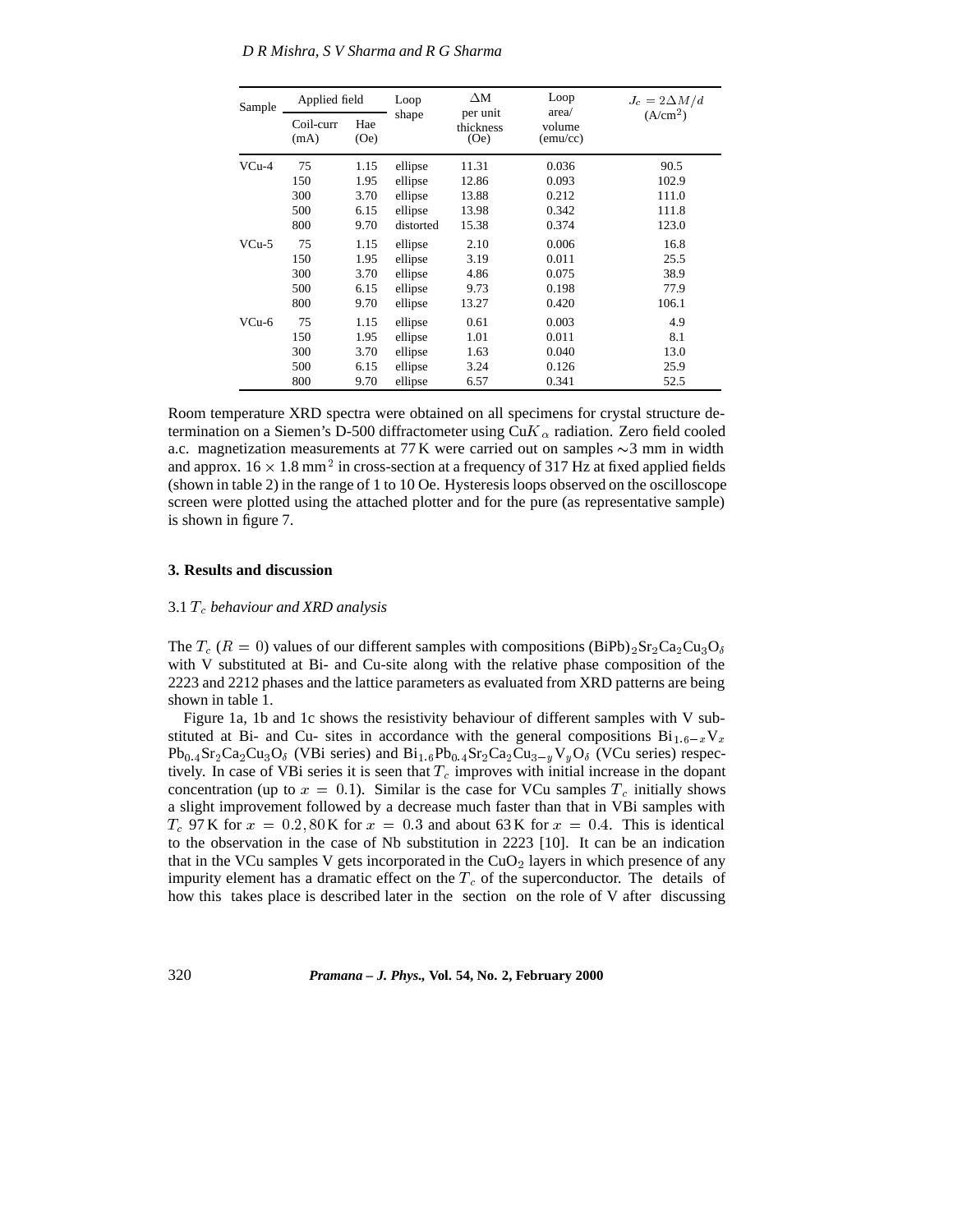| Sample | Applied field | | Loop shape | ΔM per unit thickness (Oe) | Loop area/ volume (emu/cc) | $J_c = 2\Delta M/d$ (A/cm$^2$) |
|---|---|---|---|---|---|---|
| | Coil-curr (mA) | Hae (Oe) | | | | |
| VCu-4 | 75 | 1.15 | ellipse | 11.31 | 0.036 | 90.5 |
| | 150 | 1.95 | ellipse | 12.86 | 0.093 | 102.9 |
| | 300 | 3.70 | ellipse | 13.88 | 0.212 | 111.0 |
| | 500 | 6.15 | ellipse | 13.98 | 0.342 | 111.8 |
| | 800 | 9.70 | distorted | 15.38 | 0.374 | 123.0 |
| VCu-5 | 75 | 1.15 | ellipse | 2.10 | 0.006 | 16.8 |
| | 150 | 1.95 | ellipse | 3.19 | 0.011 | 25.5 |
| | 300 | 3.70 | ellipse | 4.86 | 0.075 | 38.9 |
| | 500 | 6.15 | ellipse | 9.73 | 0.198 | 77.9 |
| | 800 | 9.70 | ellipse | 13.27 | 0.420 | 106.1 |
| VCu-6 | 75 | 1.15 | ellipse | 0.61 | 0.003 | 4.9 |
| | 150 | 1.95 | ellipse | 1.01 | 0.011 | 8.1 |
| | 300 | 3.70 | ellipse | 1.63 | 0.040 | 13.0 |
| | 500 | 6.15 | ellipse | 3.24 | 0.126 | 25.9 |
| | 800 | 9.70 | ellipse | 6.57 | 0.341 | 52.5 |

Room temperature XRD spectra were obtained on all specimens for crystal structure determination on a Siemen's D-500 diffractometer using Cu$K_\alpha$ radiation. Zero field cooled a.c. magnetization measurements at 77 K were carried out on samples ∼3 mm in width and approx. $16 \times 1.8$ mm$^2$ in cross-section at a frequency of 317 Hz at fixed applied fields (shown in table 2) in the range of 1 to 10 Oe. Hysteresis loops observed on the oscilloscope screen were plotted using the attached plotter and for the pure (as representative sample) is shown in figure 7.

## 3. Results and discussion

### 3.1 $T_c$ *behaviour and XRD analysis*

The $T_c$ ($R = 0$) values of our different samples with compositions $(BiPb)_2Sr_2Ca_2Cu_3O_\delta$ with V substituted at Bi- and Cu-site along with the relative phase composition of the 2223 and 2212 phases and the lattice parameters as evaluated from XRD patterns are being shown in table 1.

Figure 1a, 1b and 1c shows the resistivity behaviour of different samples with V substituted at Bi- and Cu- sites in accordance with the general compositions $Bi_{1.6-x}V_x Pb_{0.4}Sr_2Ca_2Cu_3O_\delta$ (VBi series) and $Bi_{1.6}Pb_{0.4}Sr_2Ca_2Cu_{3-y}V_yO_\delta$ (VCu series) respectively. In case of VBi series it is seen that $T_c$ improves with initial increase in the dopant concentration (up to $x = 0.1$). Similar is the case for VCu samples $T_c$ initially shows a slight improvement followed by a decrease much faster than that in VBi samples with $T_c$ 97 K for $x = 0.2$, 80 K for $x = 0.3$ and about 63 K for $x = 0.4$. This is identical to the observation in the case of Nb substitution in 2223 [10]. It can be an indication that in the VCu samples V gets incorporated in the $CuO_2$ layers in which presence of any impurity element has a dramatic effect on the $T_c$ of the superconductor. The details of how this takes place is described later in the section on the role of V after discussing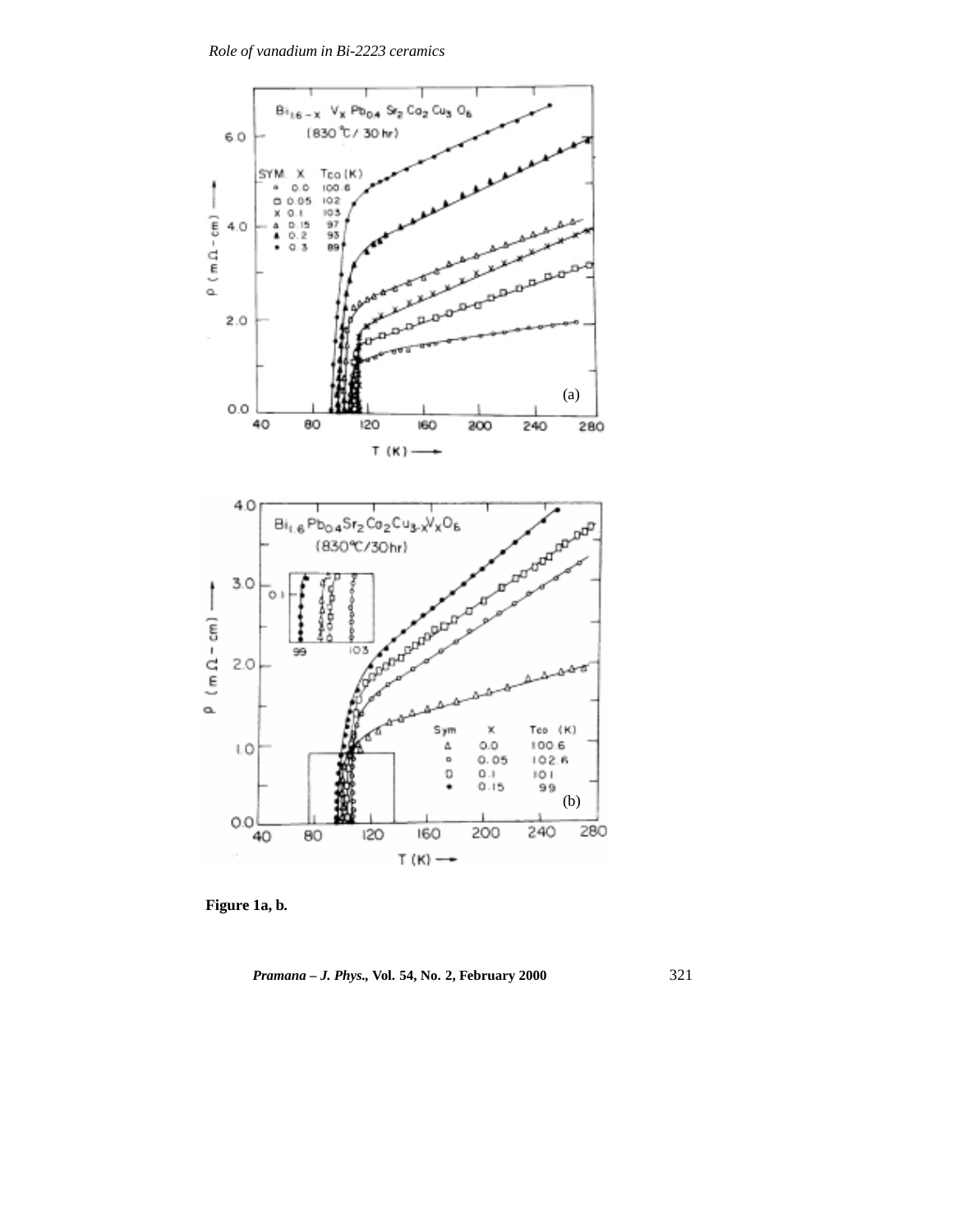**Figure 1a, b.**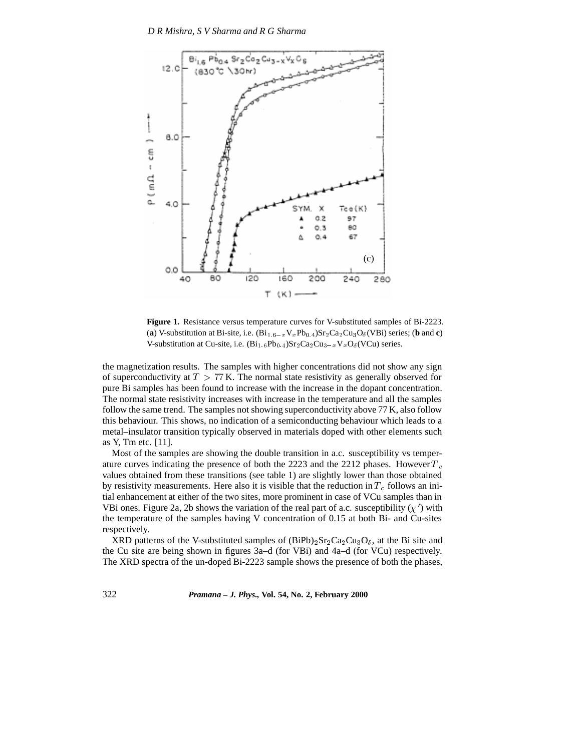**Figure 1.** Resistance versus temperature curves for V-substituted samples of Bi-2223. (**a**) V-substitution at Bi-site, i.e. $(Bi_{1.6-x}V_xPb_{0.4})Sr_2Ca_2Cu_3O_\delta$ (VBi) series; (**b** and **c**) V-substitution at Cu-site, i.e. $(Bi_{1.6}Pb_{0.4})Sr_2Ca_2Cu_{3-x}V_xO_\delta$ (VCu) series.

the magnetization results. The samples with higher concentrations did not show any sign of superconductivity at $T > 77$ K. The normal state resistivity as generally observed for pure Bi samples has been found to increase with the increase in the dopant concentration. The normal state resistivity increases with increase in the temperature and all the samples follow the same trend. The samples not showing superconductivity above 77 K, also follow this behaviour. This shows, no indication of a semiconducting behaviour which leads to a metal–insulator transition typically observed in materials doped with other elements such as Y, Tm etc. [11].

Most of the samples are showing the double transition in a.c. susceptibility vs temperature curves indicating the presence of both the 2223 and the 2212 phases. However $T_c$ values obtained from these transitions (see table 1) are slightly lower than those obtained by resistivity measurements. Here also it is visible that the reduction in $T_c$ follows an initial enhancement at either of the two sites, more prominent in case of VCu samples than in VBi ones. Figure 2a, 2b shows the variation of the real part of a.c. susceptibility ($\chi'$) with the temperature of the samples having V concentration of 0.15 at both Bi- and Cu-sites respectively.

XRD patterns of the V-substituted samples of $(BiPb)_2Sr_2Ca_2Cu_3O_\delta$, at the Bi site and the Cu site are being shown in figures 3a–d (for VBi) and 4a–d (for VCu) respectively. The XRD spectra of the un-doped Bi-2223 sample shows the presence of both the phases,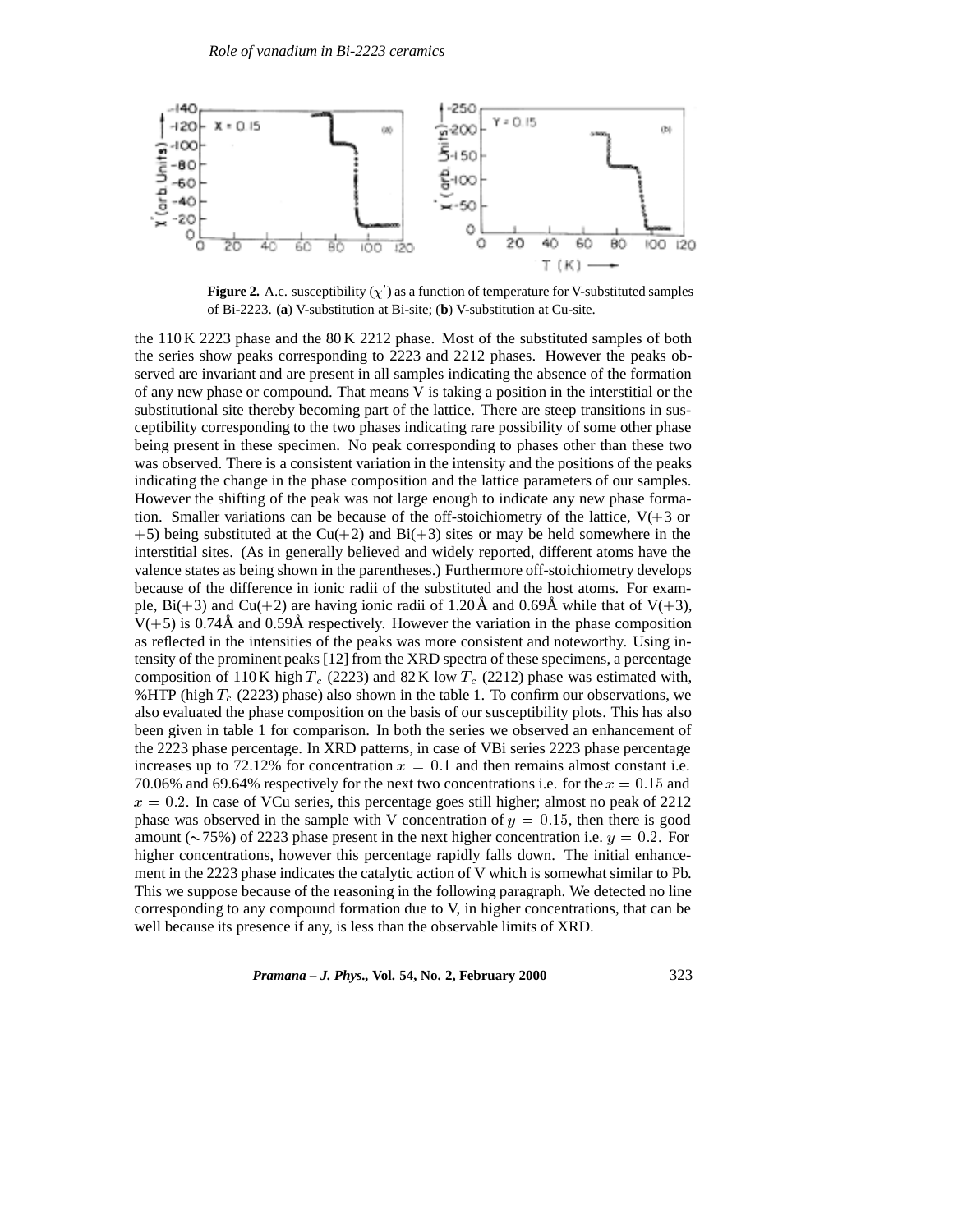**Figure 2.** A.c. susceptibility ($\chi'$) as a function of temperature for V-substituted samples of Bi-2223. (**a**) V-substitution at Bi-site; (**b**) V-substitution at Cu-site.

the 110 K 2223 phase and the 80 K 2212 phase. Most of the substituted samples of both the series show peaks corresponding to 2223 and 2212 phases. However the peaks observed are invariant and are present in all samples indicating the absence of the formation of any new phase or compound. That means V is taking a position in the interstitial or the substitutional site thereby becoming part of the lattice. There are steep transitions in susceptibility corresponding to the two phases indicating rare possibility of some other phase being present in these specimen. No peak corresponding to phases other than these two was observed. There is a consistent variation in the intensity and the positions of the peaks indicating the change in the phase composition and the lattice parameters of our samples. However the shifting of the peak was not large enough to indicate any new phase formation. Smaller variations can be because of the off-stoichiometry of the lattice, V(+3 or +5) being substituted at the Cu(+2) and Bi(+3) sites or may be held somewhere in the interstitial sites. (As in generally believed and widely reported, different atoms have the valence states as being shown in the parentheses.) Furthermore off-stoichiometry develops because of the difference in ionic radii of the substituted and the host atoms. For example, Bi(+3) and Cu(+2) are having ionic radii of 1.20 Å and 0.69 Å while that of V(+3), V(+5) is 0.74 Å and 0.59 Å respectively. However the variation in the phase composition as reflected in the intensities of the peaks was more consistent and noteworthy. Using intensity of the prominent peaks [12] from the XRD spectra of these specimens, a percentage composition of 110 K high $T_c$ (2223) and 82 K low $T_c$ (2212) phase was estimated with, %HTP (high $T_c$ (2223) phase) also shown in the table 1. To confirm our observations, we also evaluated the phase composition on the basis of our susceptibility plots. This has also been given in table 1 for comparison. In both the series we observed an enhancement of the 2223 phase percentage. In XRD patterns, in case of VBi series 2223 phase percentage increases up to 72.12% for concentration $x = 0.1$ and then remains almost constant i.e. 70.06% and 69.64% respectively for the next two concentrations i.e. for the $x = 0.15$ and $x = 0.2$. In case of VCu series, this percentage goes still higher; almost no peak of 2212 phase was observed in the sample with V concentration of $y = 0.15$, then there is good amount (∼75%) of 2223 phase present in the next higher concentration i.e. $y = 0.2$. For higher concentrations, however this percentage rapidly falls down. The initial enhancement in the 2223 phase indicates the catalytic action of V which is somewhat similar to Pb. This we suppose because of the reasoning in the following paragraph. We detected no line corresponding to any compound formation due to V, in higher concentrations, that can be well because its presence if any, is less than the observable limits of XRD.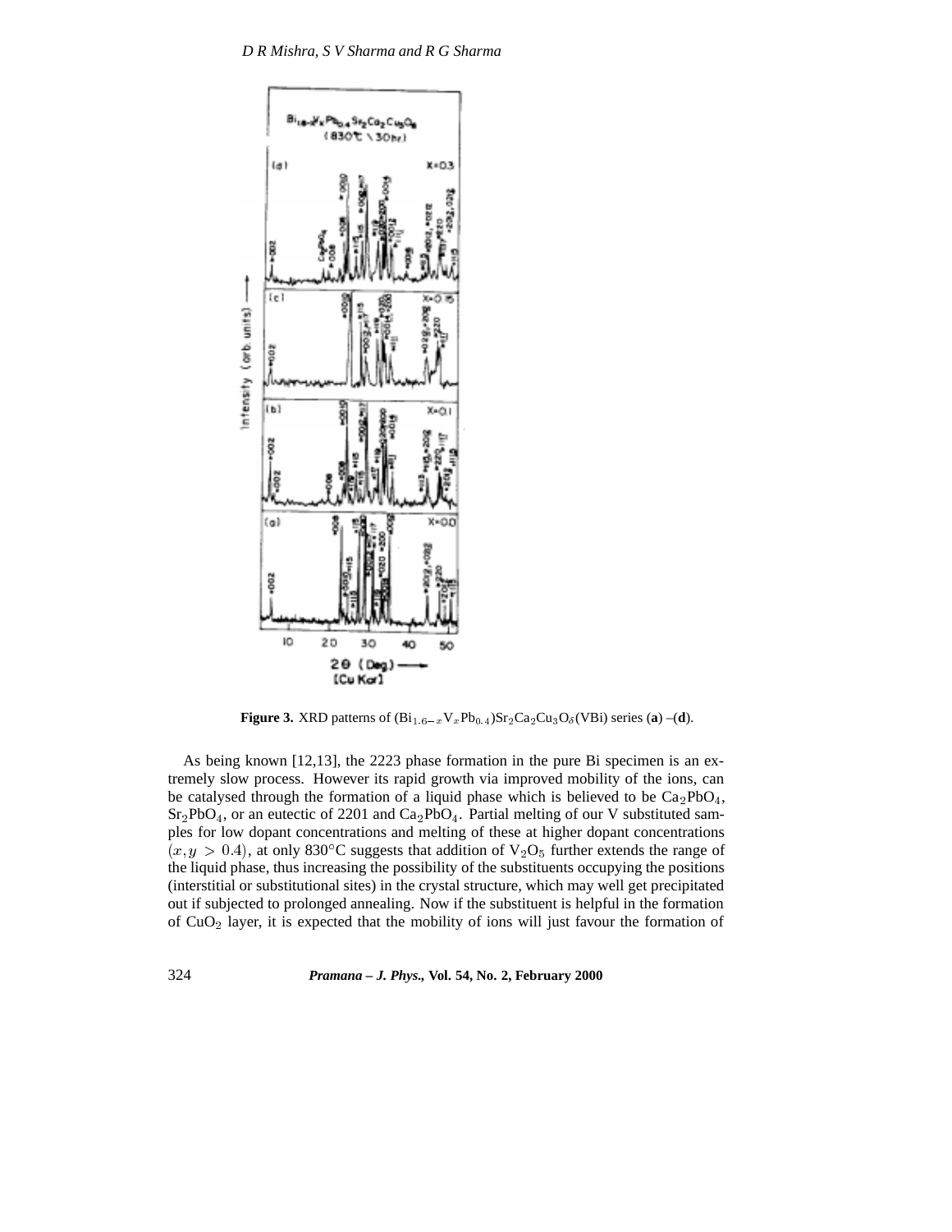**Figure 3.** XRD patterns of $(Bi_{1.6-x}V_xPb_{0.4})Sr_2Ca_2Cu_3O_\delta$(VBi) series (**a**) –(**d**).

As being known [12,13], the 2223 phase formation in the pure Bi specimen is an extremely slow process. However its rapid growth via improved mobility of the ions, can be catalysed through the formation of a liquid phase which is believed to be $Ca_2PbO_4$, $Sr_2PbO_4$, or an eutectic of 2201 and $Ca_2PbO_4$. Partial melting of our V substituted samples for low dopant concentrations and melting of these at higher dopant concentrations $(x, y > 0.4)$, at only 830°C suggests that addition of $V_2O_5$ further extends the range of the liquid phase, thus increasing the possibility of the substituents occupying the positions (interstitial or substitutional sites) in the crystal structure, which may well get precipitated out if subjected to prolonged annealing. Now if the substituent is helpful in the formation of $CuO_2$ layer, it is expected that the mobility of ions will just favour the formation of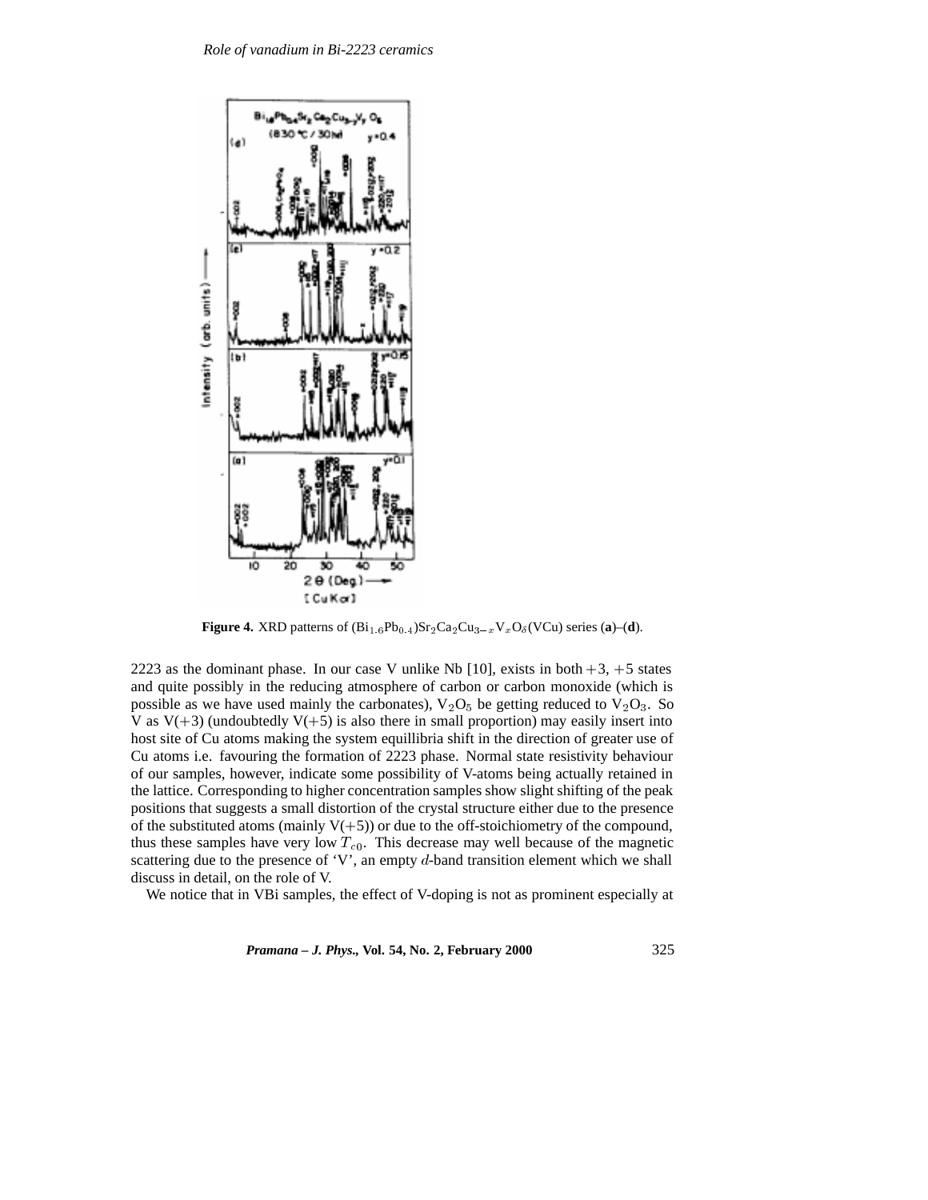**Figure 4.** XRD patterns of $(Bi_{1.6}Pb_{0.4})Sr_2Ca_2Cu_{3-x}V_xO_\delta$(VCu) series (**a**)–(**d**).

2223 as the dominant phase. In our case V unlike Nb [10], exists in both +3, +5 states and quite possibly in the reducing atmosphere of carbon or carbon monoxide (which is possible as we have used mainly the carbonates), $V_2O_5$ be getting reduced to $V_2O_3$. So V as V(+3) (undoubtedly V(+5) is also there in small proportion) may easily insert into host site of Cu atoms making the system equillibria shift in the direction of greater use of Cu atoms i.e. favouring the formation of 2223 phase. Normal state resistivity behaviour of our samples, however, indicate some possibility of V-atoms being actually retained in the lattice. Corresponding to higher concentration samples show slight shifting of the peak positions that suggests a small distortion of the crystal structure either due to the presence of the substituted atoms (mainly V(+5)) or due to the off-stoichiometry of the compound, thus these samples have very low $T_{c0}$. This decrease may well because of the magnetic scattering due to the presence of 'V', an empty $d$-band transition element which we shall discuss in detail, on the role of V.

We notice that in VBi samples, the effect of V-doping is not as prominent especially at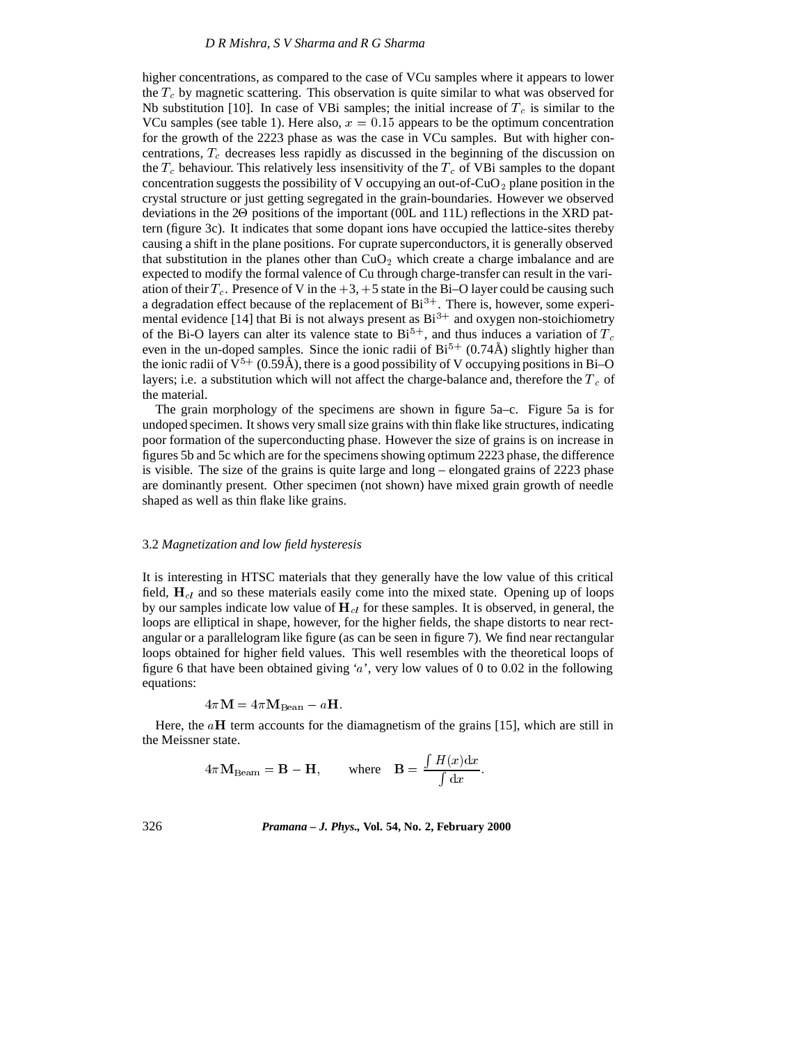higher concentrations, as compared to the case of VCu samples where it appears to lower the $T_c$ by magnetic scattering. This observation is quite similar to what was observed for Nb substitution [10]. In case of VBi samples; the initial increase of $T_c$ is similar to the VCu samples (see table 1). Here also, $x = 0.15$ appears to be the optimum concentration for the growth of the 2223 phase as was the case in VCu samples. But with higher concentrations, $T_c$ decreases less rapidly as discussed in the beginning of the discussion on the $T_c$ behaviour. This relatively less insensitivity of the $T_c$ of VBi samples to the dopant concentration suggests the possibility of V occupying an out-of-$CuO_2$ plane position in the crystal structure or just getting segregated in the grain-boundaries. However we observed deviations in the 2$\Theta$ positions of the important (00L and 11L) reflections in the XRD pattern (figure 3c). It indicates that some dopant ions have occupied the lattice-sites thereby causing a shift in the plane positions. For cuprate superconductors, it is generally observed that substitution in the planes other than $CuO_2$ which create a charge imbalance and are expected to modify the formal valence of Cu through charge-transfer can result in the variation of their $T_c$. Presence of V in the $+3, +5$ state in the Bi–O layer could be causing such a degradation effect because of the replacement of $Bi^{3+}$. There is, however, some experimental evidence [14] that Bi is not always present as $Bi^{3+}$ and oxygen non-stoichiometry of the Bi-O layers can alter its valence state to $Bi^{5+}$, and thus induces a variation of $T_c$ even in the un-doped samples. Since the ionic radii of $Bi^{5+}$ (0.74Å) slightly higher than the ionic radii of $V^{5+}$ (0.59Å), there is a good possibility of V occupying positions in Bi–O layers; i.e. a substitution which will not affect the charge-balance and, therefore the $T_c$ of the material.

The grain morphology of the specimens are shown in figure 5a–c. Figure 5a is for undoped specimen. It shows very small size grains with thin flake like structures, indicating poor formation of the superconducting phase. However the size of grains is on increase in figures 5b and 5c which are for the specimens showing optimum 2223 phase, the difference is visible. The size of the grains is quite large and long – elongated grains of 2223 phase are dominantly present. Other specimen (not shown) have mixed grain growth of needle shaped as well as thin flake like grains.

### 3.2 *Magnetization and low field hysteresis*

It is interesting in HTSC materials that they generally have the low value of this critical field, $\mathbf{H}_{cI}$ and so these materials easily come into the mixed state. Opening up of loops by our samples indicate low value of $\mathbf{H}_{cI}$ for these samples. It is observed, in general, the loops are elliptical in shape, however, for the higher fields, the shape distorts to near rectangular or a parallelogram like figure (as can be seen in figure 7). We find near rectangular loops obtained for higher field values. This well resembles with the theoretical loops of figure 6 that have been obtained giving '$a$', very low values of 0 to 0.02 in the following equations:

$$4\pi\mathbf{M} = 4\pi\mathbf{M}_{\text{Bean}} - a\mathbf{H}.$$

Here, the $a\mathbf{H}$ term accounts for the diamagnetism of the grains [15], which are still in the Meissner state.

$$4\pi\mathbf{M}_{\text{Beam}} = \mathbf{B} - \mathbf{H}, \qquad \text{where} \quad \mathbf{B} = \frac{\int H(x)\mathrm{d}x}{\int \mathrm{d}x}.$$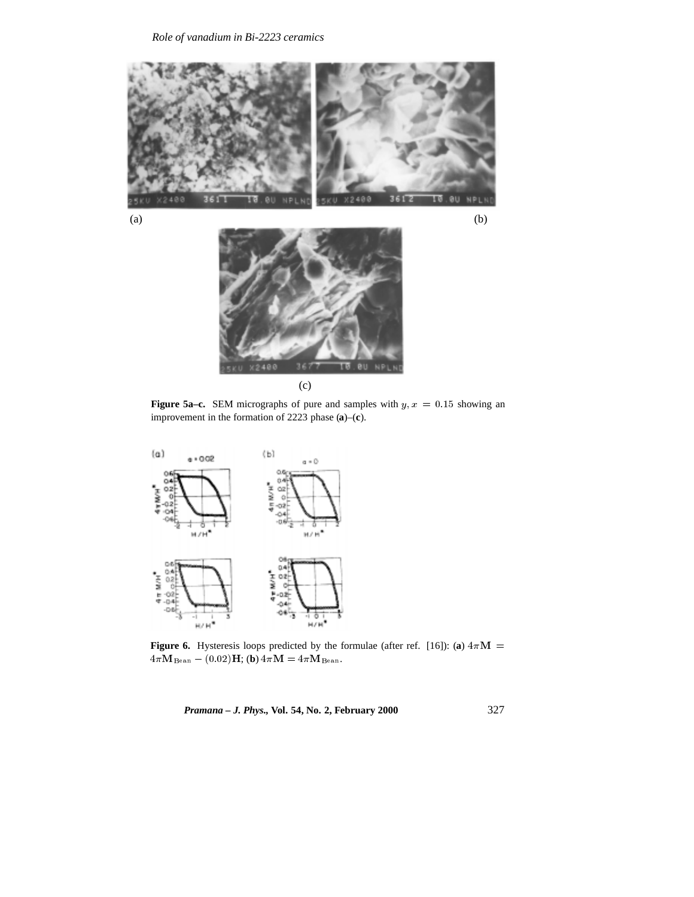(a) (b)

(c)

**Figure 5a–c.** SEM micrographs of pure and samples with $y, x = 0.15$ showing an improvement in the formation of 2223 phase (**a**)–(**c**).

**Figure 6.** Hysteresis loops predicted by the formulae (after ref. [16]): (**a**) $4\pi\mathbf{M} = 4\pi\mathbf{M}_{\text{Bean}} - (0.02)\mathbf{H}$; (**b**) $4\pi\mathbf{M} = 4\pi\mathbf{M}_{\text{Bean}}$.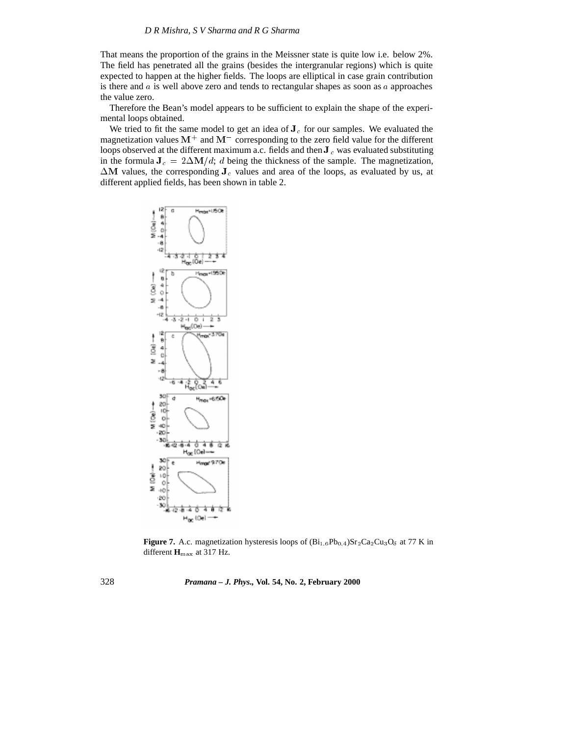That means the proportion of the grains in the Meissner state is quite low i.e. below 2%. The field has penetrated all the grains (besides the intergranular regions) which is quite expected to happen at the higher fields. The loops are elliptical in case grain contribution is there and $a$ is well above zero and tends to rectangular shapes as soon as $a$ approaches the value zero.

Therefore the Bean's model appears to be sufficient to explain the shape of the experimental loops obtained.

We tried to fit the same model to get an idea of $\mathbf{J}_c$ for our samples. We evaluated the magnetization values $\mathrm{M}^+$ and $\mathrm{M}^-$ corresponding to the zero field value for the different loops observed at the different maximum a.c. fields and then $\mathbf{J}_c$ was evaluated substituting in the formula $\mathbf{J}_c = 2\Delta\mathrm{M}/d$; $d$ being the thickness of the sample. The magnetization, $\Delta\mathrm{M}$ values, the corresponding $\mathbf{J}_c$ values and area of the loops, as evaluated by us, at different applied fields, has been shown in table 2.

**Figure 7.** A.c. magnetization hysteresis loops of $(Bi_{1.6}Pb_{0.4})Sr_2Ca_2Cu_3O_\delta$ at 77 K in different $\mathbf{H}_{\max}$ at 317 Hz.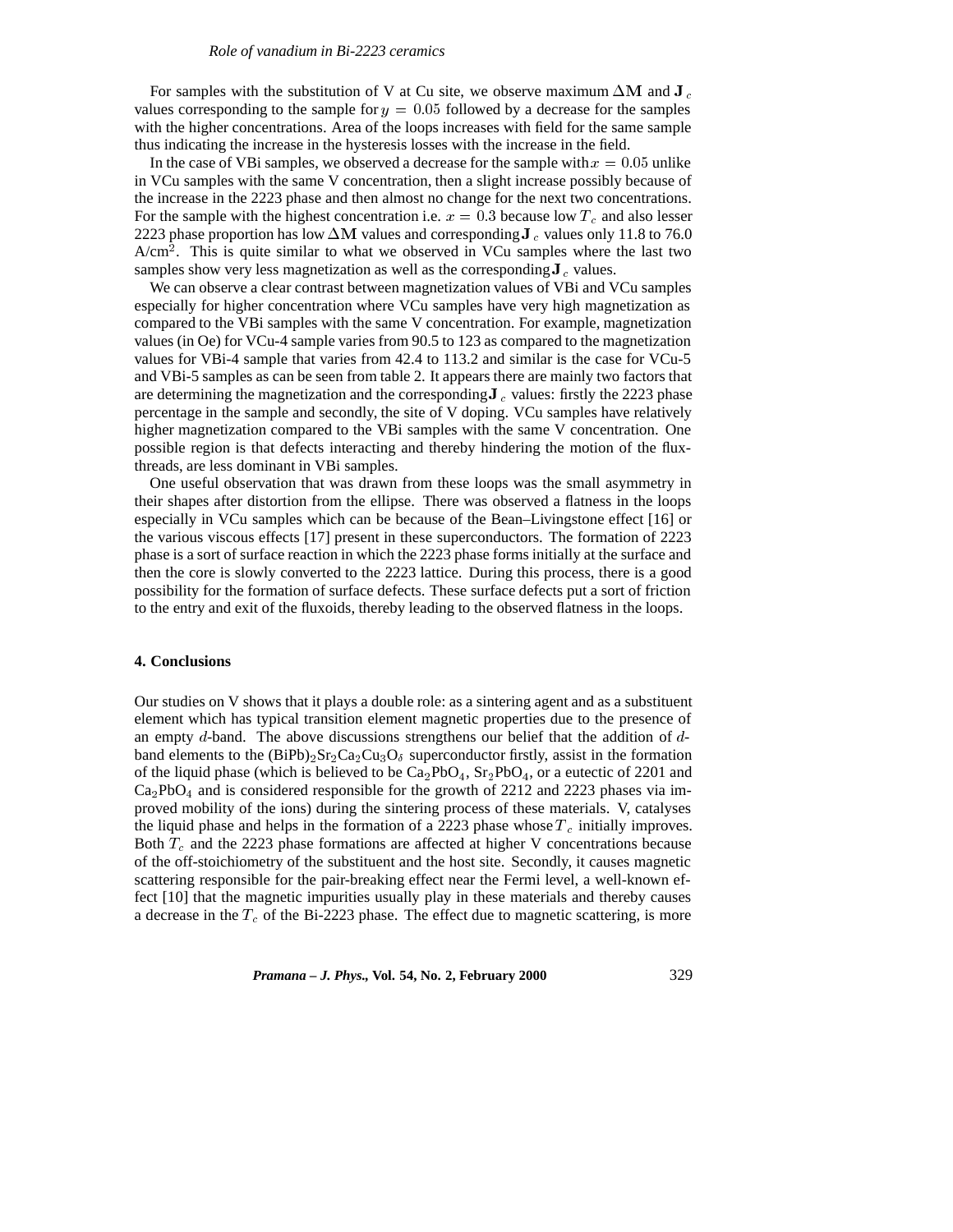For samples with the substitution of V at Cu site, we observe maximum $\Delta\mathbf{M}$ and $\mathbf{J}_c$ values corresponding to the sample for $y = 0.05$ followed by a decrease for the samples with the higher concentrations. Area of the loops increases with field for the same sample thus indicating the increase in the hysteresis losses with the increase in the field.

In the case of VBi samples, we observed a decrease for the sample with $x = 0.05$ unlike in VCu samples with the same V concentration, then a slight increase possibly because of the increase in the 2223 phase and then almost no change for the next two concentrations. For the sample with the highest concentration i.e. $x = 0.3$ because low $T_c$ and also lesser 2223 phase proportion has low $\Delta\mathbf{M}$ values and corresponding $\mathbf{J}_c$ values only 11.8 to 76.0 A/cm$^2$. This is quite similar to what we observed in VCu samples where the last two samples show very less magnetization as well as the corresponding $\mathbf{J}_c$ values.

We can observe a clear contrast between magnetization values of VBi and VCu samples especially for higher concentration where VCu samples have very high magnetization as compared to the VBi samples with the same V concentration. For example, magnetization values (in Oe) for VCu-4 sample varies from 90.5 to 123 as compared to the magnetization values for VBi-4 sample that varies from 42.4 to 113.2 and similar is the case for VCu-5 and VBi-5 samples as can be seen from table 2. It appears there are mainly two factors that are determining the magnetization and the corresponding $\mathbf{J}_c$ values: firstly the 2223 phase percentage in the sample and secondly, the site of V doping. VCu samples have relatively higher magnetization compared to the VBi samples with the same V concentration. One possible region is that defects interacting and thereby hindering the motion of the flux-threads, are less dominant in VBi samples.

One useful observation that was drawn from these loops was the small asymmetry in their shapes after distortion from the ellipse. There was observed a flatness in the loops especially in VCu samples which can be because of the Bean–Livingstone effect [16] or the various viscous effects [17] present in these superconductors. The formation of 2223 phase is a sort of surface reaction in which the 2223 phase forms initially at the surface and then the core is slowly converted to the 2223 lattice. During this process, there is a good possibility for the formation of surface defects. These surface defects put a sort of friction to the entry and exit of the fluxoids, thereby leading to the observed flatness in the loops.

#### 4. Conclusions

Our studies on V shows that it plays a double role: as a sintering agent and as a substituent element which has typical transition element magnetic properties due to the presence of an empty $d$-band. The above discussions strengthens our belief that the addition of $d$-band elements to the $(BiPb)_2Sr_2Ca_2Cu_3O_\delta$ superconductor firstly, assist in the formation of the liquid phase (which is believed to be $Ca_2PbO_4$, $Sr_2PbO_4$, or a eutectic of 2201 and $Ca_2PbO_4$ and is considered responsible for the growth of 2212 and 2223 phases via improved mobility of the ions) during the sintering process of these materials. V, catalyses the liquid phase and helps in the formation of a 2223 phase whose $T_c$ initially improves. Both $T_c$ and the 2223 phase formations are affected at higher V concentrations because of the off-stoichiometry of the substituent and the host site. Secondly, it causes magnetic scattering responsible for the pair-breaking effect near the Fermi level, a well-known effect [10] that the magnetic impurities usually play in these materials and thereby causes a decrease in the $T_c$ of the Bi-2223 phase. The effect due to magnetic scattering, is more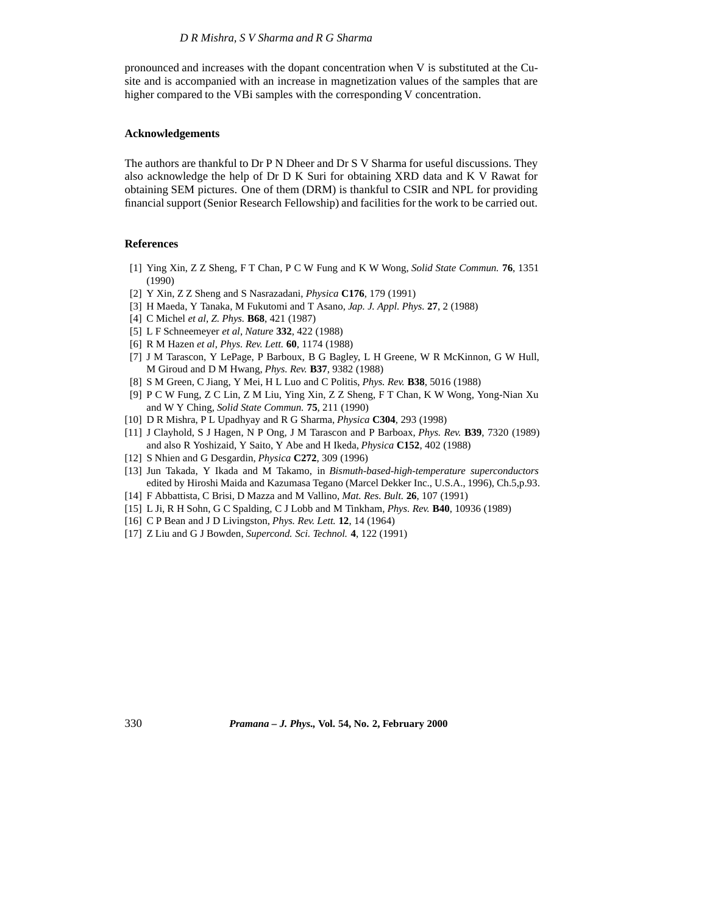pronounced and increases with the dopant concentration when V is substituted at the Cu-site and is accompanied with an increase in magnetization values of the samples that are higher compared to the VBi samples with the corresponding V concentration.

## Acknowledgements

The authors are thankful to Dr P N Dheer and Dr S V Sharma for useful discussions. They also acknowledge the help of Dr D K Suri for obtaining XRD data and K V Rawat for obtaining SEM pictures. One of them (DRM) is thankful to CSIR and NPL for providing financial support (Senior Research Fellowship) and facilities for the work to be carried out.

## References

[1] Ying Xin, Z Z Sheng, F T Chan, P C W Fung and K W Wong, *Solid State Commun.* **76**, 1351 (1990)

[2] Y Xin, Z Z Sheng and S Nasrazadani, *Physica* **C176**, 179 (1991)

[3] H Maeda, Y Tanaka, M Fukutomi and T Asano, *Jap. J. Appl. Phys.* **27**, 2 (1988)

[4] C Michel *et al*, *Z. Phys.* **B68**, 421 (1987)

[5] L F Schneemeyer *et al*, *Nature* **332**, 422 (1988)

[6] R M Hazen *et al*, *Phys. Rev. Lett.* **60**, 1174 (1988)

[7] J M Tarascon, Y LePage, P Barboux, B G Bagley, L H Greene, W R McKinnon, G W Hull, M Giroud and D M Hwang, *Phys. Rev.* **B37**, 9382 (1988)

[8] S M Green, C Jiang, Y Mei, H L Luo and C Politis, *Phys. Rev.* **B38**, 5016 (1988)

[9] P C W Fung, Z C Lin, Z M Liu, Ying Xin, Z Z Sheng, F T Chan, K W Wong, Yong-Nian Xu and W Y Ching, *Solid State Commun.* **75**, 211 (1990)

[10] D R Mishra, P L Upadhyay and R G Sharma, *Physica* **C304**, 293 (1998)

[11] J Clayhold, S J Hagen, N P Ong, J M Tarascon and P Barboax, *Phys. Rev.* **B39**, 7320 (1989) and also R Yoshizaid, Y Saito, Y Abe and H Ikeda, *Physica* **C152**, 402 (1988)

[12] S Nhien and G Desgardin, *Physica* **C272**, 309 (1996)

[13] Jun Takada, Y Ikada and M Takamo, in *Bismuth-based-high-temperature superconductors* edited by Hiroshi Maida and Kazumasa Tegano (Marcel Dekker Inc., U.S.A., 1996), Ch.5,p.93.

[14] F Abbattista, C Brisi, D Mazza and M Vallino, *Mat. Res. Bult.* **26**, 107 (1991)

[15] L Ji, R H Sohn, G C Spalding, C J Lobb and M Tinkham, *Phys. Rev.* **B40**, 10936 (1989)

[16] C P Bean and J D Livingston, *Phys. Rev. Lett.* **12**, 14 (1964)

[17] Z Liu and G J Bowden, *Supercond. Sci. Technol.* **4**, 122 (1991)